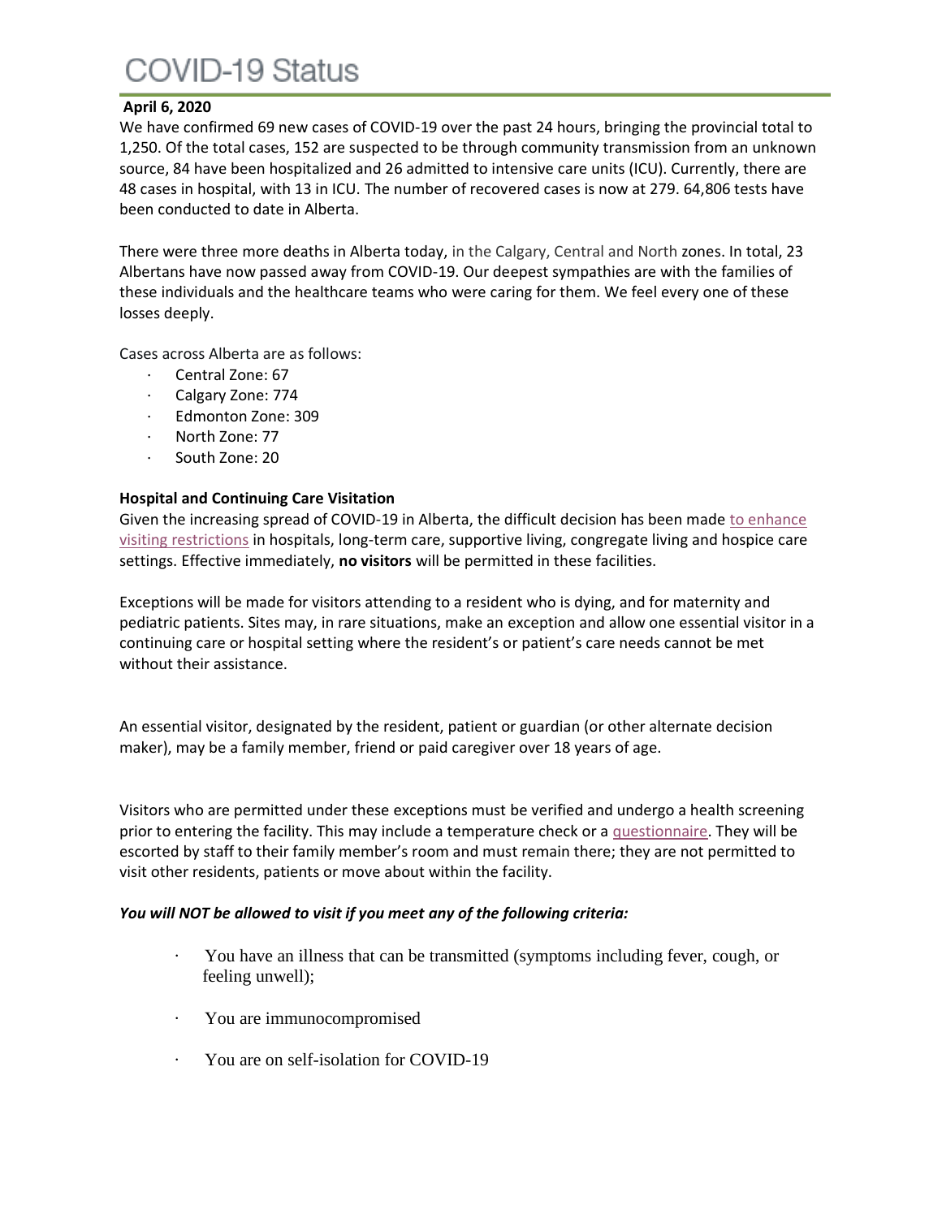# COVID-19 Status

**April 6, 2020**

We have confirmed 69 new cases of COVID-19 over the past 24 hours, bringing the provincial total to 1,250. Of the total cases, 152 are suspected to be through community transmission from an unknown source, 84 have been hospitalized and 26 admitted to intensive care units (ICU). Currently, there are 48 cases in hospital, with 13 in ICU. The number of recovered cases is now at 279. 64,806 tests have been conducted to date in Alberta.

There were three more deaths in Alberta today, in the Calgary, Central and North zones. In total, 23 Albertans have now passed away from COVID-19. Our deepest sympathies are with the families of these individuals and the healthcare teams who were caring for them. We feel every one of these losses deeply.

Cases across Alberta are as follows:

- Central Zone: 67
- Calgary Zone: 774
- Edmonton Zone: 309
- North Zone: 77
- South Zone: 20

**Hospital and Continuing Care Visitation**

Given the increasing spread of COVID-19 in Alberta, the difficult decision has been made to enhance visiting restrictions in hospitals, long-term care, supportive living, congregate living and hospice care settings. Effective immediately, **no visitors** will be permitted in these facilities.

Exceptions will be made for visitors attending to a resident who is dying, and for maternity and pediatric patients. Sites may, in rare situations, make an exception and allow one essential visitor in a continuing care or hospital setting where the resident's or patient's care needs cannot be met without their assistance.

An essential visitor, designated by the resident, patient or guardian (or other alternate decision maker), may be a family member, friend or paid caregiver over 18 years of age.

Visitors who are permitted under these exceptions must be verified and undergo a health screening prior to entering the facility. This may include a temperature check or a questionnaire. They will be escorted by staff to their family member's room and must remain there; they are not permitted to visit other residents, patients or move about within the facility.

***You will NOT be allowed to visit if you meet any of the following criteria:***

- You have an illness that can be transmitted (symptoms including fever, cough, or feeling unwell);
- You are immunocompromised
- You are on self-isolation for COVID-19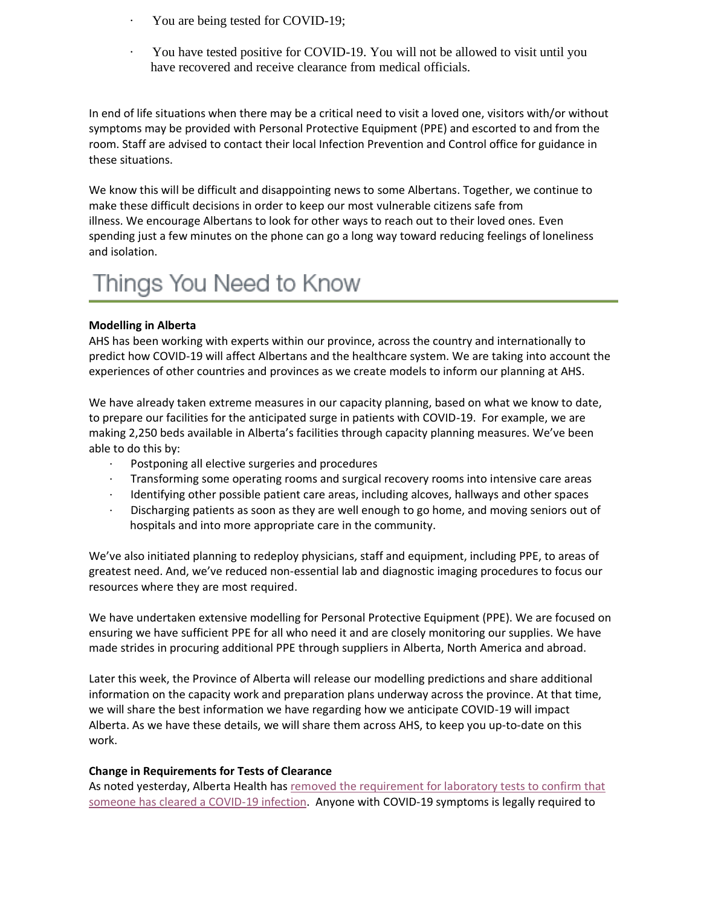- You are being tested for COVID-19;
- You have tested positive for COVID-19. You will not be allowed to visit until you have recovered and receive clearance from medical officials.

In end of life situations when there may be a critical need to visit a loved one, visitors with/or without symptoms may be provided with Personal Protective Equipment (PPE) and escorted to and from the room. Staff are advised to contact their local Infection Prevention and Control office for guidance in these situations.

We know this will be difficult and disappointing news to some Albertans. Together, we continue to make these difficult decisions in order to keep our most vulnerable citizens safe from illness. We encourage Albertans to look for other ways to reach out to their loved ones. Even spending just a few minutes on the phone can go a long way toward reducing feelings of loneliness and isolation.

# Things You Need to Know

**Modelling in Alberta**

AHS has been working with experts within our province, across the country and internationally to predict how COVID-19 will affect Albertans and the healthcare system. We are taking into account the experiences of other countries and provinces as we create models to inform our planning at AHS.

We have already taken extreme measures in our capacity planning, based on what we know to date, to prepare our facilities for the anticipated surge in patients with COVID-19. For example, we are making 2,250 beds available in Alberta's facilities through capacity planning measures. We've been able to do this by:

- Postponing all elective surgeries and procedures
- Transforming some operating rooms and surgical recovery rooms into intensive care areas
- Identifying other possible patient care areas, including alcoves, hallways and other spaces
- Discharging patients as soon as they are well enough to go home, and moving seniors out of hospitals and into more appropriate care in the community.

We've also initiated planning to redeploy physicians, staff and equipment, including PPE, to areas of greatest need. And, we've reduced non-essential lab and diagnostic imaging procedures to focus our resources where they are most required.

We have undertaken extensive modelling for Personal Protective Equipment (PPE). We are focused on ensuring we have sufficient PPE for all who need it and are closely monitoring our supplies. We have made strides in procuring additional PPE through suppliers in Alberta, North America and abroad.

Later this week, the Province of Alberta will release our modelling predictions and share additional information on the capacity work and preparation plans underway across the province. At that time, we will share the best information we have regarding how we anticipate COVID-19 will impact Alberta. As we have these details, we will share them across AHS, to keep you up-to-date on this work.

**Change in Requirements for Tests of Clearance**

As noted yesterday, Alberta Health has removed the requirement for laboratory tests to confirm that someone has cleared a COVID-19 infection. Anyone with COVID-19 symptoms is legally required to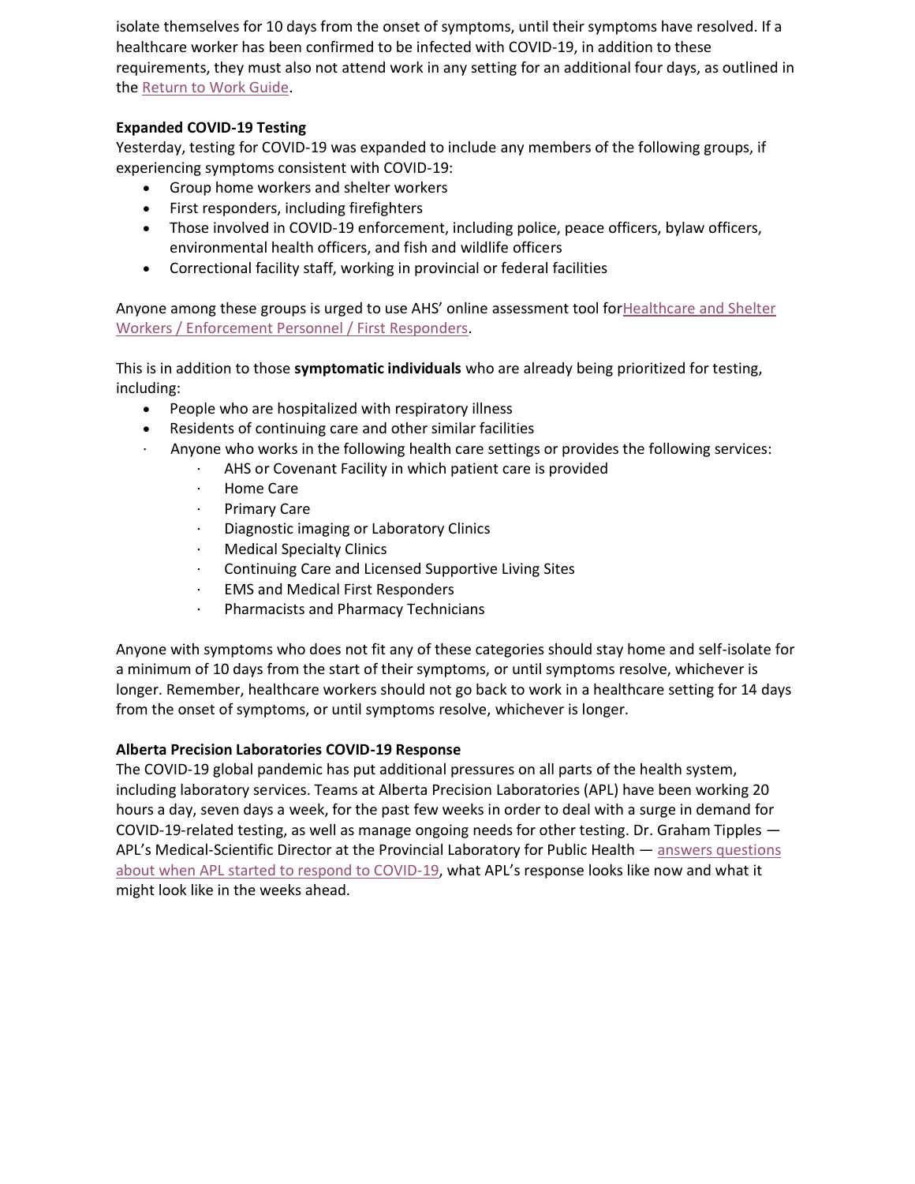isolate themselves for 10 days from the onset of symptoms, until their symptoms have resolved. If a healthcare worker has been confirmed to be infected with COVID-19, in addition to these requirements, they must also not attend work in any setting for an additional four days, as outlined in the Return to Work Guide.

**Expanded COVID-19 Testing**

Yesterday, testing for COVID-19 was expanded to include any members of the following groups, if experiencing symptoms consistent with COVID-19:

- Group home workers and shelter workers
- First responders, including firefighters
- Those involved in COVID-19 enforcement, including police, peace officers, bylaw officers, environmental health officers, and fish and wildlife officers
- Correctional facility staff, working in provincial or federal facilities

Anyone among these groups is urged to use AHS' online assessment tool forHealthcare and Shelter Workers / Enforcement Personnel / First Responders.

This is in addition to those **symptomatic individuals** who are already being prioritized for testing, including:

- People who are hospitalized with respiratory illness
- Residents of continuing care and other similar facilities
- Anyone who works in the following health care settings or provides the following services:
  - AHS or Covenant Facility in which patient care is provided
  - Home Care
  - Primary Care
  - Diagnostic imaging or Laboratory Clinics
  - Medical Specialty Clinics
  - Continuing Care and Licensed Supportive Living Sites
  - EMS and Medical First Responders
  - Pharmacists and Pharmacy Technicians

Anyone with symptoms who does not fit any of these categories should stay home and self-isolate for a minimum of 10 days from the start of their symptoms, or until symptoms resolve, whichever is longer. Remember, healthcare workers should not go back to work in a healthcare setting for 14 days from the onset of symptoms, or until symptoms resolve, whichever is longer.

**Alberta Precision Laboratories COVID-19 Response**

The COVID-19 global pandemic has put additional pressures on all parts of the health system, including laboratory services. Teams at Alberta Precision Laboratories (APL) have been working 20 hours a day, seven days a week, for the past few weeks in order to deal with a surge in demand for COVID-19-related testing, as well as manage ongoing needs for other testing. Dr. Graham Tipples — APL's Medical-Scientific Director at the Provincial Laboratory for Public Health — answers questions about when APL started to respond to COVID-19, what APL's response looks like now and what it might look like in the weeks ahead.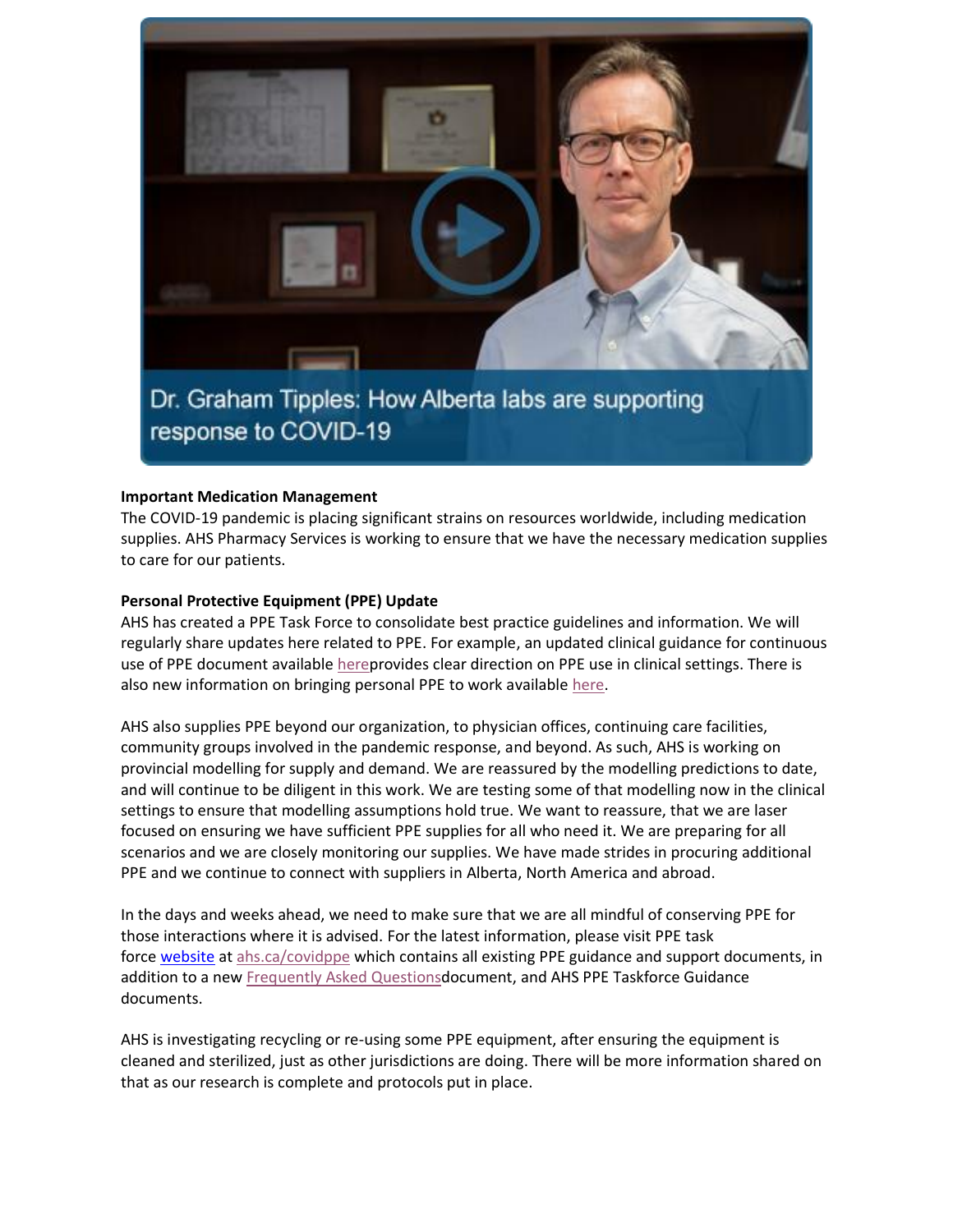Dr. Graham Tipples: How Alberta labs are supporting response to COVID-19

**Important Medication Management**

The COVID-19 pandemic is placing significant strains on resources worldwide, including medication supplies. AHS Pharmacy Services is working to ensure that we have the necessary medication supplies to care for our patients.

**Personal Protective Equipment (PPE) Update**

AHS has created a PPE Task Force to consolidate best practice guidelines and information. We will regularly share updates here related to PPE. For example, an updated clinical guidance for continuous use of PPE document available hereprovides clear direction on PPE use in clinical settings. There is also new information on bringing personal PPE to work available here.

AHS also supplies PPE beyond our organization, to physician offices, continuing care facilities, community groups involved in the pandemic response, and beyond. As such, AHS is working on provincial modelling for supply and demand. We are reassured by the modelling predictions to date, and will continue to be diligent in this work. We are testing some of that modelling now in the clinical settings to ensure that modelling assumptions hold true. We want to reassure, that we are laser focused on ensuring we have sufficient PPE supplies for all who need it. We are preparing for all scenarios and we are closely monitoring our supplies. We have made strides in procuring additional PPE and we continue to connect with suppliers in Alberta, North America and abroad.

In the days and weeks ahead, we need to make sure that we are all mindful of conserving PPE for those interactions where it is advised. For the latest information, please visit PPE task force website at ahs.ca/covidppe which contains all existing PPE guidance and support documents, in addition to a new Frequently Asked Questionsdocument, and AHS PPE Taskforce Guidance documents.

AHS is investigating recycling or re-using some PPE equipment, after ensuring the equipment is cleaned and sterilized, just as other jurisdictions are doing. There will be more information shared on that as our research is complete and protocols put in place.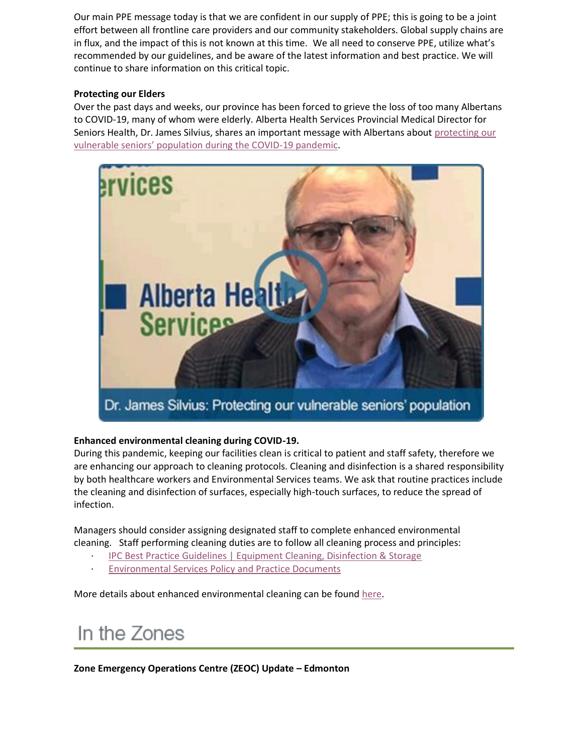Our main PPE message today is that we are confident in our supply of PPE; this is going to be a joint effort between all frontline care providers and our community stakeholders. Global supply chains are in flux, and the impact of this is not known at this time. We all need to conserve PPE, utilize what's recommended by our guidelines, and be aware of the latest information and best practice. We will continue to share information on this critical topic.

**Protecting our Elders**

Over the past days and weeks, our province has been forced to grieve the loss of too many Albertans to COVID-19, many of whom were elderly. Alberta Health Services Provincial Medical Director for Seniors Health, Dr. James Silvius, shares an important message with Albertans about protecting our vulnerable seniors' population during the COVID-19 pandemic.

Dr. James Silvius: Protecting our vulnerable seniors' population

**Enhanced environmental cleaning during COVID-19.**

During this pandemic, keeping our facilities clean is critical to patient and staff safety, therefore we are enhancing our approach to cleaning protocols. Cleaning and disinfection is a shared responsibility by both healthcare workers and Environmental Services teams. We ask that routine practices include the cleaning and disinfection of surfaces, especially high-touch surfaces, to reduce the spread of infection.

Managers should consider assigning designated staff to complete enhanced environmental cleaning. Staff performing cleaning duties are to follow all cleaning process and principles:

- IPC Best Practice Guidelines | Equipment Cleaning, Disinfection & Storage
- Environmental Services Policy and Practice Documents

More details about enhanced environmental cleaning can be found here.

# In the Zones

**Zone Emergency Operations Centre (ZEOC) Update – Edmonton**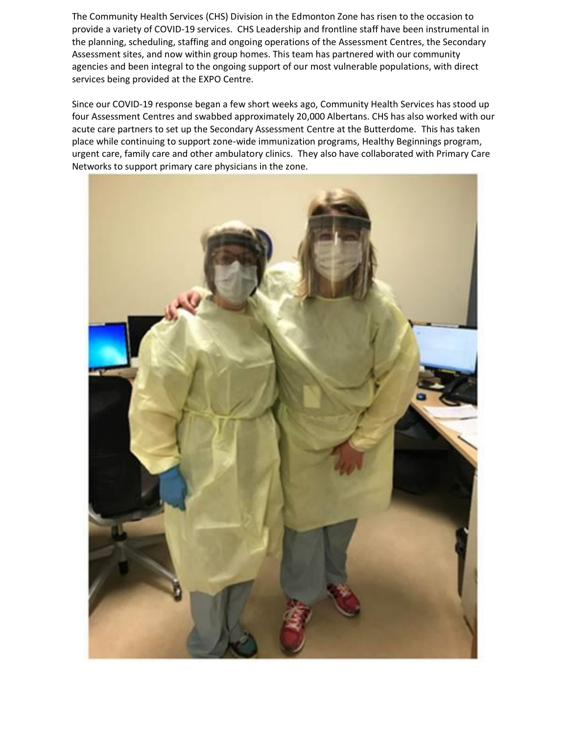The Community Health Services (CHS) Division in the Edmonton Zone has risen to the occasion to provide a variety of COVID-19 services. CHS Leadership and frontline staff have been instrumental in the planning, scheduling, staffing and ongoing operations of the Assessment Centres, the Secondary Assessment sites, and now within group homes. This team has partnered with our community agencies and been integral to the ongoing support of our most vulnerable populations, with direct services being provided at the EXPO Centre.

Since our COVID-19 response began a few short weeks ago, Community Health Services has stood up four Assessment Centres and swabbed approximately 20,000 Albertans. CHS has also worked with our acute care partners to set up the Secondary Assessment Centre at the Butterdome. This has taken place while continuing to support zone-wide immunization programs, Healthy Beginnings program, urgent care, family care and other ambulatory clinics. They also have collaborated with Primary Care Networks to support primary care physicians in the zone.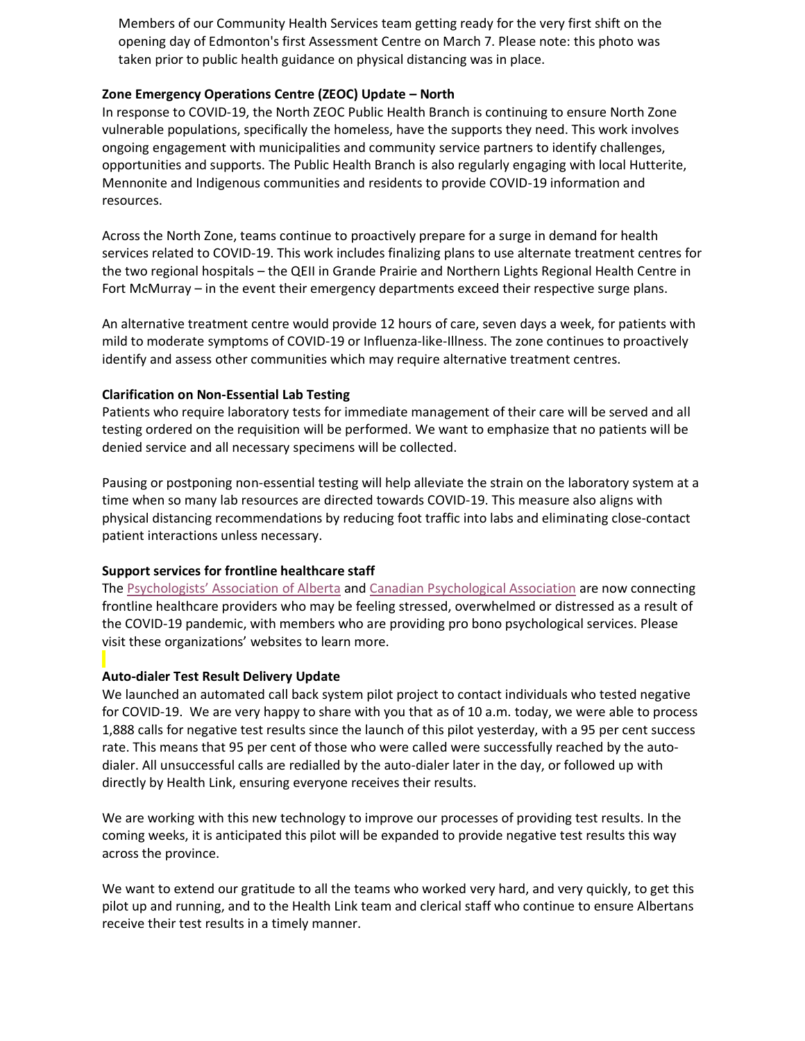Members of our Community Health Services team getting ready for the very first shift on the opening day of Edmonton's first Assessment Centre on March 7. Please note: this photo was taken prior to public health guidance on physical distancing was in place.

**Zone Emergency Operations Centre (ZEOC) Update – North**

In response to COVID-19, the North ZEOC Public Health Branch is continuing to ensure North Zone vulnerable populations, specifically the homeless, have the supports they need. This work involves ongoing engagement with municipalities and community service partners to identify challenges, opportunities and supports. The Public Health Branch is also regularly engaging with local Hutterite, Mennonite and Indigenous communities and residents to provide COVID-19 information and resources.

Across the North Zone, teams continue to proactively prepare for a surge in demand for health services related to COVID-19. This work includes finalizing plans to use alternate treatment centres for the two regional hospitals – the QEII in Grande Prairie and Northern Lights Regional Health Centre in Fort McMurray – in the event their emergency departments exceed their respective surge plans.

An alternative treatment centre would provide 12 hours of care, seven days a week, for patients with mild to moderate symptoms of COVID-19 or Influenza-like-Illness. The zone continues to proactively identify and assess other communities which may require alternative treatment centres.

**Clarification on Non-Essential Lab Testing**

Patients who require laboratory tests for immediate management of their care will be served and all testing ordered on the requisition will be performed. We want to emphasize that no patients will be denied service and all necessary specimens will be collected.

Pausing or postponing non-essential testing will help alleviate the strain on the laboratory system at a time when so many lab resources are directed towards COVID-19. This measure also aligns with physical distancing recommendations by reducing foot traffic into labs and eliminating close-contact patient interactions unless necessary.

**Support services for frontline healthcare staff**

The Psychologists' Association of Alberta and Canadian Psychological Association are now connecting frontline healthcare providers who may be feeling stressed, overwhelmed or distressed as a result of the COVID-19 pandemic, with members who are providing pro bono psychological services. Please visit these organizations' websites to learn more.

**Auto-dialer Test Result Delivery Update**

We launched an automated call back system pilot project to contact individuals who tested negative for COVID-19. We are very happy to share with you that as of 10 a.m. today, we were able to process 1,888 calls for negative test results since the launch of this pilot yesterday, with a 95 per cent success rate. This means that 95 per cent of those who were called were successfully reached by the auto-dialer. All unsuccessful calls are redialled by the auto-dialer later in the day, or followed up with directly by Health Link, ensuring everyone receives their results.

We are working with this new technology to improve our processes of providing test results. In the coming weeks, it is anticipated this pilot will be expanded to provide negative test results this way across the province.

We want to extend our gratitude to all the teams who worked very hard, and very quickly, to get this pilot up and running, and to the Health Link team and clerical staff who continue to ensure Albertans receive their test results in a timely manner.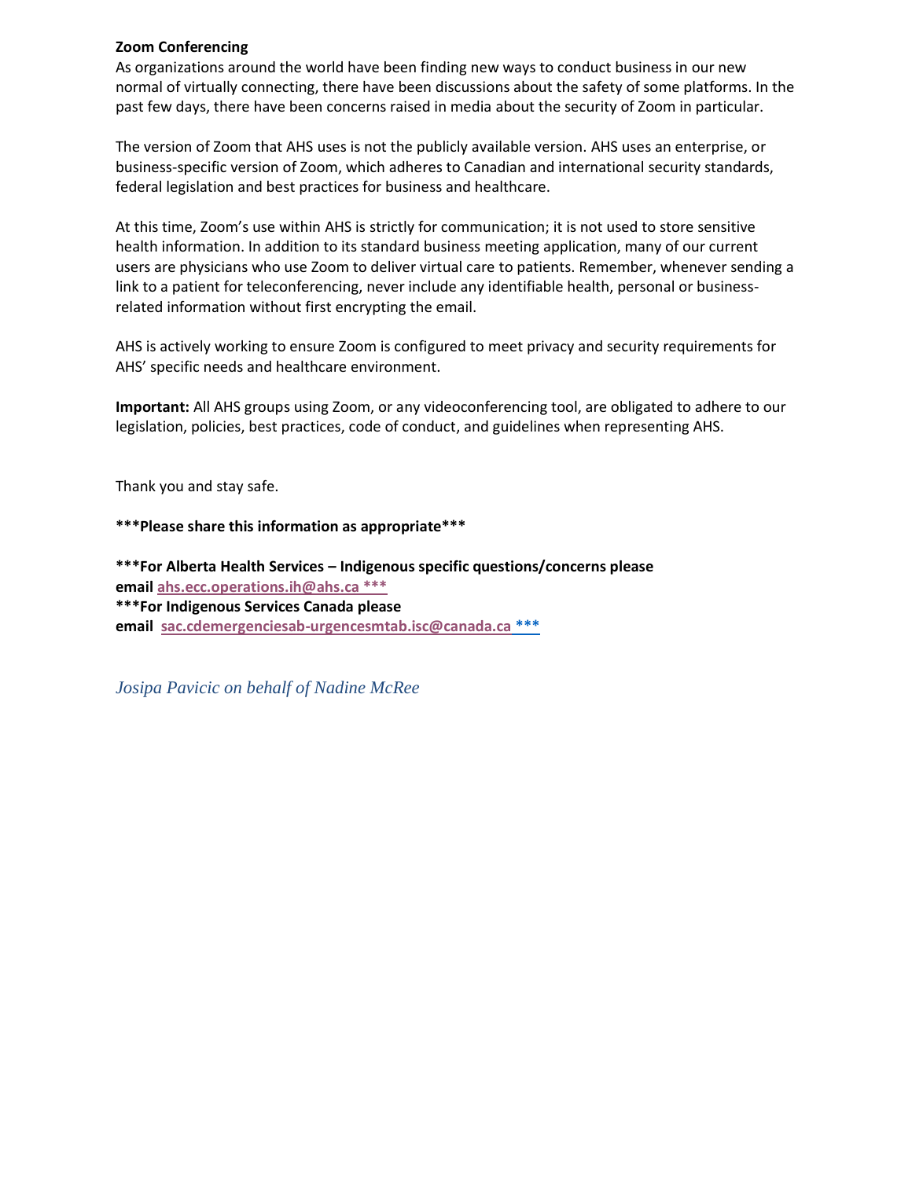**Zoom Conferencing**

As organizations around the world have been finding new ways to conduct business in our new normal of virtually connecting, there have been discussions about the safety of some platforms. In the past few days, there have been concerns raised in media about the security of Zoom in particular.

The version of Zoom that AHS uses is not the publicly available version. AHS uses an enterprise, or business-specific version of Zoom, which adheres to Canadian and international security standards, federal legislation and best practices for business and healthcare.

At this time, Zoom's use within AHS is strictly for communication; it is not used to store sensitive health information. In addition to its standard business meeting application, many of our current users are physicians who use Zoom to deliver virtual care to patients. Remember, whenever sending a link to a patient for teleconferencing, never include any identifiable health, personal or business-related information without first encrypting the email.

AHS is actively working to ensure Zoom is configured to meet privacy and security requirements for AHS' specific needs and healthcare environment.

**Important:** All AHS groups using Zoom, or any videoconferencing tool, are obligated to adhere to our legislation, policies, best practices, code of conduct, and guidelines when representing AHS.

Thank you and stay safe.

**\*\*\*Please share this information as appropriate\*\*\***

**\*\*\*For Alberta Health Services – Indigenous specific questions/concerns please email ahs.ecc.operations.ih@ahs.ca \*\*\***
**\*\*\*For Indigenous Services Canada please email sac.cdemergenciesab-urgencesmtab.isc@canada.ca \*\*\***

*Josipa Pavicic on behalf of Nadine McRee*